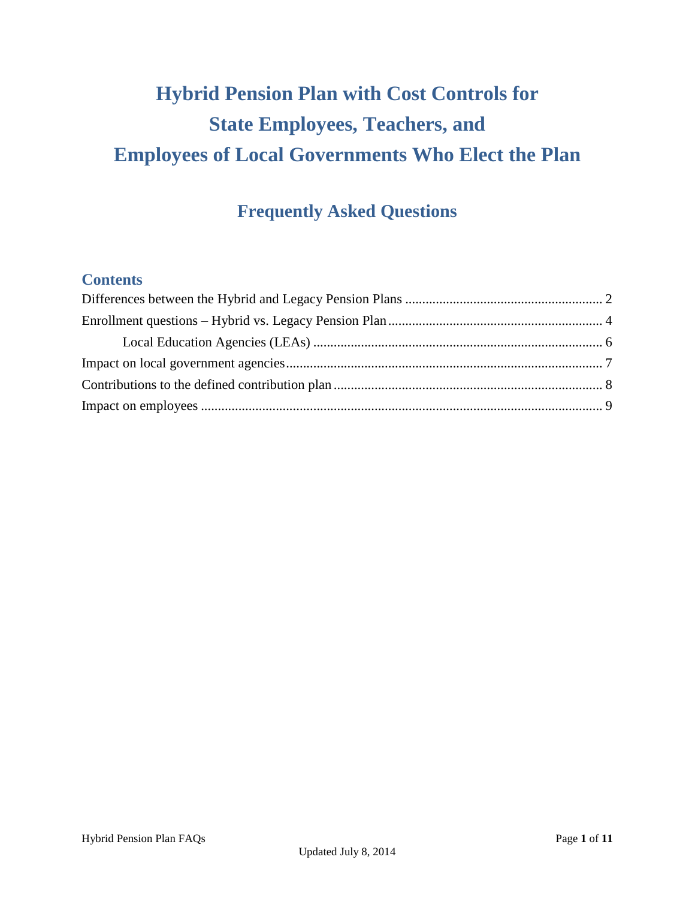# Hybrid Pension Plan with Cost Controls for State Employees, Teachers, and Employees of Local Governments Who Elect the Plan

## Frequently Asked Questions

### Contents

Differences between the Hybrid and Legacy Pension Plans .......... 2
Enrollment questions – Hybrid vs. Legacy Pension Plan .......... 4
    Local Education Agencies (LEAs) .......... 6
Impact on local government agencies .......... 7
Contributions to the defined contribution plan .......... 8
Impact on employees .......... 9

Updated July 8, 2014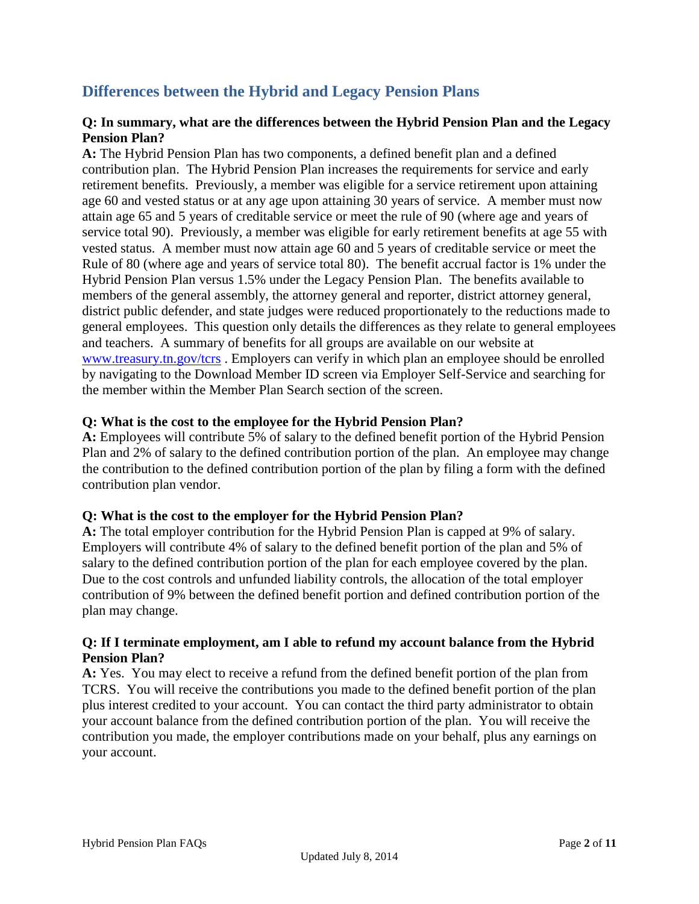## Differences between the Hybrid and Legacy Pension Plans

**Q: In summary, what are the differences between the Hybrid Pension Plan and the Legacy Pension Plan?**

**A:** The Hybrid Pension Plan has two components, a defined benefit plan and a defined contribution plan. The Hybrid Pension Plan increases the requirements for service and early retirement benefits. Previously, a member was eligible for a service retirement upon attaining age 60 and vested status or at any age upon attaining 30 years of service. A member must now attain age 65 and 5 years of creditable service or meet the rule of 90 (where age and years of service total 90). Previously, a member was eligible for early retirement benefits at age 55 with vested status. A member must now attain age 60 and 5 years of creditable service or meet the Rule of 80 (where age and years of service total 80). The benefit accrual factor is 1% under the Hybrid Pension Plan versus 1.5% under the Legacy Pension Plan. The benefits available to members of the general assembly, the attorney general and reporter, district attorney general, district public defender, and state judges were reduced proportionately to the reductions made to general employees. This question only details the differences as they relate to general employees and teachers. A summary of benefits for all groups are available on our website at [www.treasury.tn.gov/tcrs](http://www.treasury.tn.gov/tcrs) . Employers can verify in which plan an employee should be enrolled by navigating to the Download Member ID screen via Employer Self-Service and searching for the member within the Member Plan Search section of the screen.

**Q: What is the cost to the employee for the Hybrid Pension Plan?**

**A:** Employees will contribute 5% of salary to the defined benefit portion of the Hybrid Pension Plan and 2% of salary to the defined contribution portion of the plan. An employee may change the contribution to the defined contribution portion of the plan by filing a form with the defined contribution plan vendor.

**Q: What is the cost to the employer for the Hybrid Pension Plan?**

**A:** The total employer contribution for the Hybrid Pension Plan is capped at 9% of salary. Employers will contribute 4% of salary to the defined benefit portion of the plan and 5% of salary to the defined contribution portion of the plan for each employee covered by the plan. Due to the cost controls and unfunded liability controls, the allocation of the total employer contribution of 9% between the defined benefit portion and defined contribution portion of the plan may change.

**Q: If I terminate employment, am I able to refund my account balance from the Hybrid Pension Plan?**

**A:** Yes. You may elect to receive a refund from the defined benefit portion of the plan from TCRS. You will receive the contributions you made to the defined benefit portion of the plan plus interest credited to your account. You can contact the third party administrator to obtain your account balance from the defined contribution portion of the plan. You will receive the contribution you made, the employer contributions made on your behalf, plus any earnings on your account.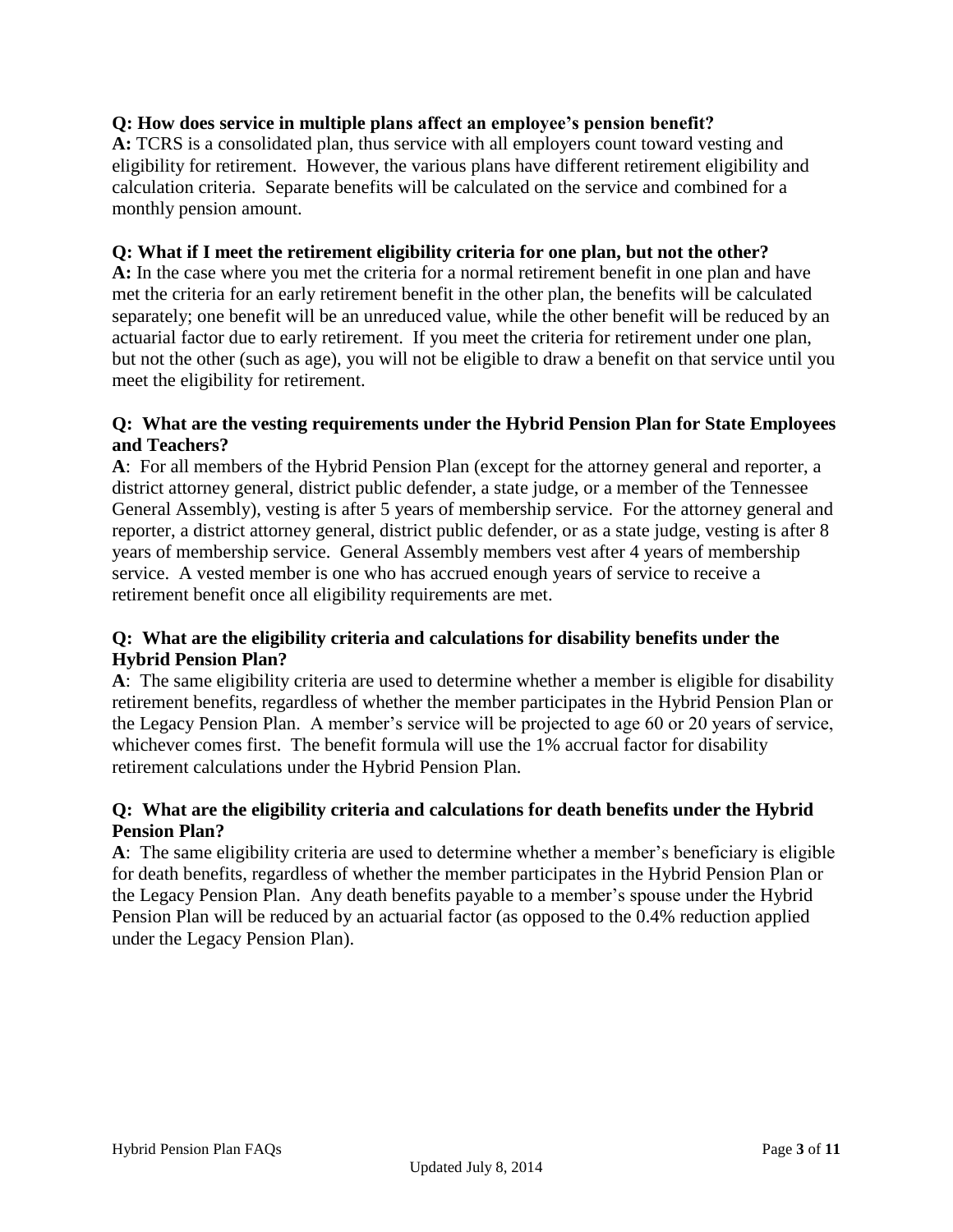**Q: How does service in multiple plans affect an employee's pension benefit?**
**A:** TCRS is a consolidated plan, thus service with all employers count toward vesting and eligibility for retirement. However, the various plans have different retirement eligibility and calculation criteria. Separate benefits will be calculated on the service and combined for a monthly pension amount.

**Q: What if I meet the retirement eligibility criteria for one plan, but not the other?**
**A:** In the case where you met the criteria for a normal retirement benefit in one plan and have met the criteria for an early retirement benefit in the other plan, the benefits will be calculated separately; one benefit will be an unreduced value, while the other benefit will be reduced by an actuarial factor due to early retirement. If you meet the criteria for retirement under one plan, but not the other (such as age), you will not be eligible to draw a benefit on that service until you meet the eligibility for retirement.

**Q: What are the vesting requirements under the Hybrid Pension Plan for State Employees and Teachers?**
**A**: For all members of the Hybrid Pension Plan (except for the attorney general and reporter, a district attorney general, district public defender, a state judge, or a member of the Tennessee General Assembly), vesting is after 5 years of membership service. For the attorney general and reporter, a district attorney general, district public defender, or as a state judge, vesting is after 8 years of membership service. General Assembly members vest after 4 years of membership service. A vested member is one who has accrued enough years of service to receive a retirement benefit once all eligibility requirements are met.

**Q: What are the eligibility criteria and calculations for disability benefits under the Hybrid Pension Plan?**
**A**: The same eligibility criteria are used to determine whether a member is eligible for disability retirement benefits, regardless of whether the member participates in the Hybrid Pension Plan or the Legacy Pension Plan. A member's service will be projected to age 60 or 20 years of service, whichever comes first. The benefit formula will use the 1% accrual factor for disability retirement calculations under the Hybrid Pension Plan.

**Q: What are the eligibility criteria and calculations for death benefits under the Hybrid Pension Plan?**
**A**: The same eligibility criteria are used to determine whether a member's beneficiary is eligible for death benefits, regardless of whether the member participates in the Hybrid Pension Plan or the Legacy Pension Plan. Any death benefits payable to a member's spouse under the Hybrid Pension Plan will be reduced by an actuarial factor (as opposed to the 0.4% reduction applied under the Legacy Pension Plan).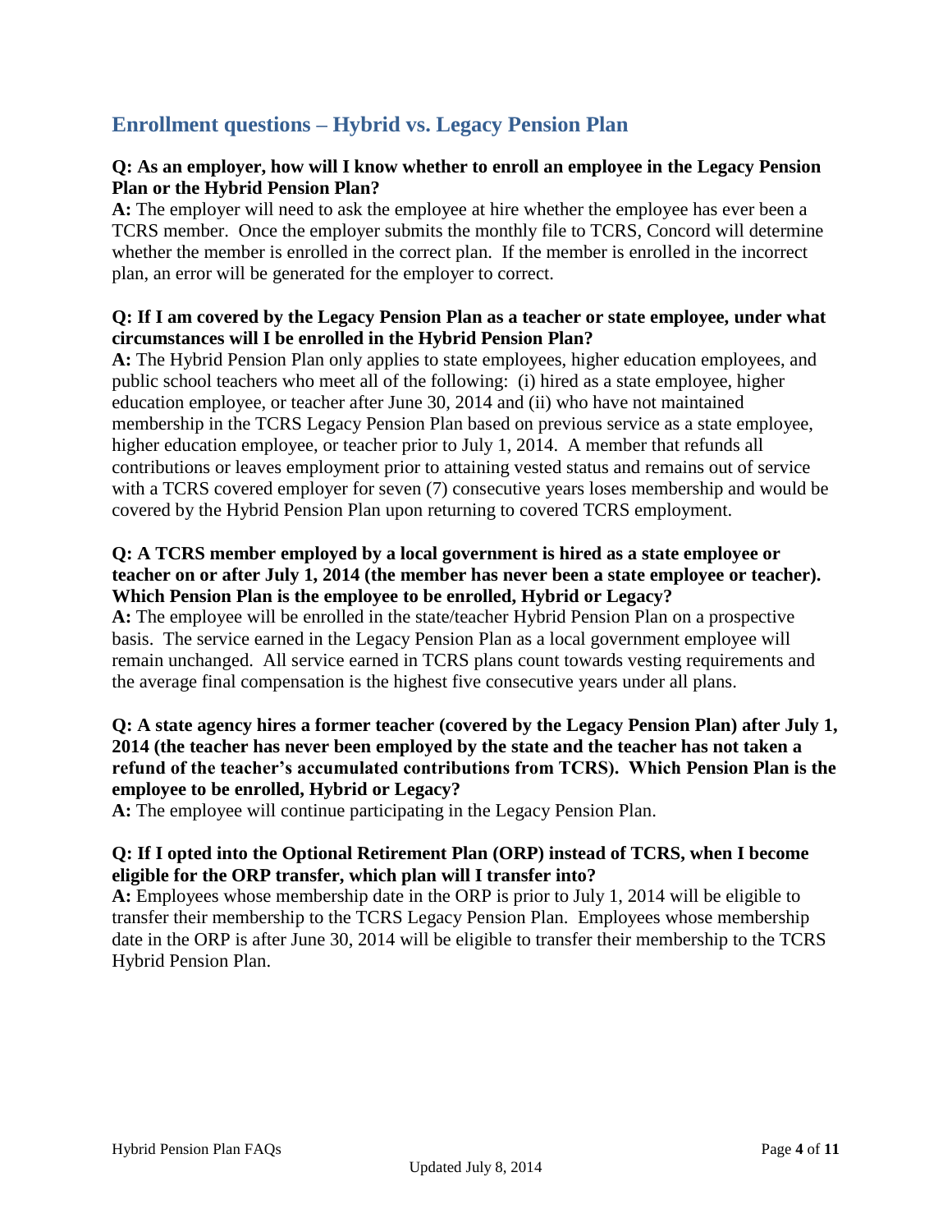## Enrollment questions – Hybrid vs. Legacy Pension Plan

**Q: As an employer, how will I know whether to enroll an employee in the Legacy Pension Plan or the Hybrid Pension Plan?**

**A:** The employer will need to ask the employee at hire whether the employee has ever been a TCRS member. Once the employer submits the monthly file to TCRS, Concord will determine whether the member is enrolled in the correct plan. If the member is enrolled in the incorrect plan, an error will be generated for the employer to correct.

**Q: If I am covered by the Legacy Pension Plan as a teacher or state employee, under what circumstances will I be enrolled in the Hybrid Pension Plan?**

**A:** The Hybrid Pension Plan only applies to state employees, higher education employees, and public school teachers who meet all of the following: (i) hired as a state employee, higher education employee, or teacher after June 30, 2014 and (ii) who have not maintained membership in the TCRS Legacy Pension Plan based on previous service as a state employee, higher education employee, or teacher prior to July 1, 2014. A member that refunds all contributions or leaves employment prior to attaining vested status and remains out of service with a TCRS covered employer for seven (7) consecutive years loses membership and would be covered by the Hybrid Pension Plan upon returning to covered TCRS employment.

**Q: A TCRS member employed by a local government is hired as a state employee or teacher on or after July 1, 2014 (the member has never been a state employee or teacher). Which Pension Plan is the employee to be enrolled, Hybrid or Legacy?**

**A:** The employee will be enrolled in the state/teacher Hybrid Pension Plan on a prospective basis. The service earned in the Legacy Pension Plan as a local government employee will remain unchanged. All service earned in TCRS plans count towards vesting requirements and the average final compensation is the highest five consecutive years under all plans.

**Q: A state agency hires a former teacher (covered by the Legacy Pension Plan) after July 1, 2014 (the teacher has never been employed by the state and the teacher has not taken a refund of the teacher's accumulated contributions from TCRS). Which Pension Plan is the employee to be enrolled, Hybrid or Legacy?**

**A:** The employee will continue participating in the Legacy Pension Plan.

**Q: If I opted into the Optional Retirement Plan (ORP) instead of TCRS, when I become eligible for the ORP transfer, which plan will I transfer into?**

**A:** Employees whose membership date in the ORP is prior to July 1, 2014 will be eligible to transfer their membership to the TCRS Legacy Pension Plan. Employees whose membership date in the ORP is after June 30, 2014 will be eligible to transfer their membership to the TCRS Hybrid Pension Plan.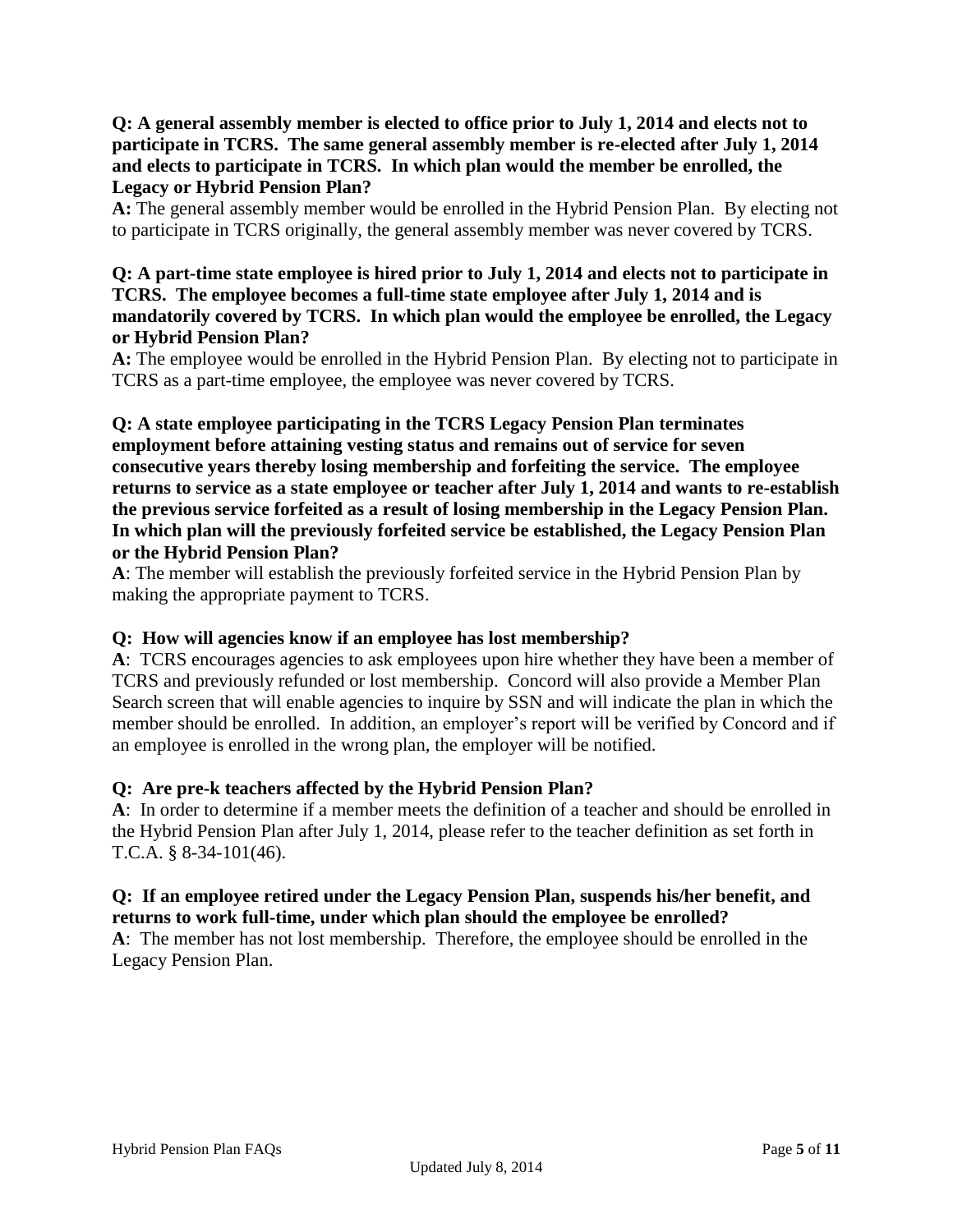**Q: A general assembly member is elected to office prior to July 1, 2014 and elects not to participate in TCRS. The same general assembly member is re-elected after July 1, 2014 and elects to participate in TCRS. In which plan would the member be enrolled, the Legacy or Hybrid Pension Plan?**

**A:** The general assembly member would be enrolled in the Hybrid Pension Plan. By electing not to participate in TCRS originally, the general assembly member was never covered by TCRS.

**Q: A part-time state employee is hired prior to July 1, 2014 and elects not to participate in TCRS. The employee becomes a full-time state employee after July 1, 2014 and is mandatorily covered by TCRS. In which plan would the employee be enrolled, the Legacy or Hybrid Pension Plan?**

**A:** The employee would be enrolled in the Hybrid Pension Plan. By electing not to participate in TCRS as a part-time employee, the employee was never covered by TCRS.

**Q: A state employee participating in the TCRS Legacy Pension Plan terminates employment before attaining vesting status and remains out of service for seven consecutive years thereby losing membership and forfeiting the service. The employee returns to service as a state employee or teacher after July 1, 2014 and wants to re-establish the previous service forfeited as a result of losing membership in the Legacy Pension Plan. In which plan will the previously forfeited service be established, the Legacy Pension Plan or the Hybrid Pension Plan?**

**A**: The member will establish the previously forfeited service in the Hybrid Pension Plan by making the appropriate payment to TCRS.

**Q: How will agencies know if an employee has lost membership?**

**A**: TCRS encourages agencies to ask employees upon hire whether they have been a member of TCRS and previously refunded or lost membership. Concord will also provide a Member Plan Search screen that will enable agencies to inquire by SSN and will indicate the plan in which the member should be enrolled. In addition, an employer's report will be verified by Concord and if an employee is enrolled in the wrong plan, the employer will be notified.

**Q: Are pre-k teachers affected by the Hybrid Pension Plan?**

**A**: In order to determine if a member meets the definition of a teacher and should be enrolled in the Hybrid Pension Plan after July 1, 2014, please refer to the teacher definition as set forth in T.C.A. § 8-34-101(46).

**Q: If an employee retired under the Legacy Pension Plan, suspends his/her benefit, and returns to work full-time, under which plan should the employee be enrolled?**

**A**: The member has not lost membership. Therefore, the employee should be enrolled in the Legacy Pension Plan.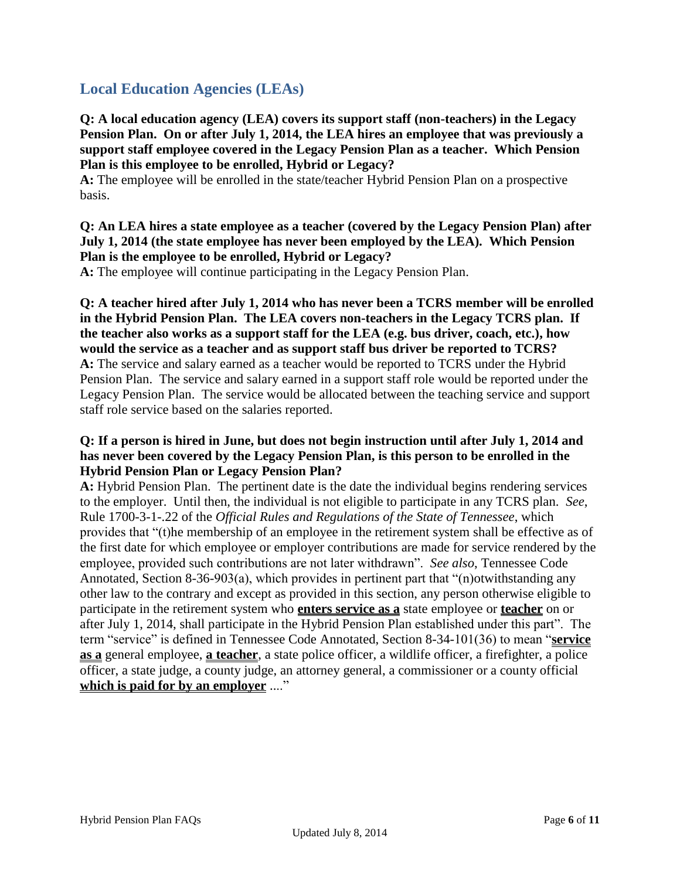## Local Education Agencies (LEAs)

**Q: A local education agency (LEA) covers its support staff (non-teachers) in the Legacy Pension Plan. On or after July 1, 2014, the LEA hires an employee that was previously a support staff employee covered in the Legacy Pension Plan as a teacher. Which Pension Plan is this employee to be enrolled, Hybrid or Legacy?**
**A:** The employee will be enrolled in the state/teacher Hybrid Pension Plan on a prospective basis.

**Q: An LEA hires a state employee as a teacher (covered by the Legacy Pension Plan) after July 1, 2014 (the state employee has never been employed by the LEA). Which Pension Plan is the employee to be enrolled, Hybrid or Legacy?**
**A:** The employee will continue participating in the Legacy Pension Plan.

**Q: A teacher hired after July 1, 2014 who has never been a TCRS member will be enrolled in the Hybrid Pension Plan. The LEA covers non-teachers in the Legacy TCRS plan. If the teacher also works as a support staff for the LEA (e.g. bus driver, coach, etc.), how would the service as a teacher and as support staff bus driver be reported to TCRS?**
**A:** The service and salary earned as a teacher would be reported to TCRS under the Hybrid Pension Plan. The service and salary earned in a support staff role would be reported under the Legacy Pension Plan. The service would be allocated between the teaching service and support staff role service based on the salaries reported.

**Q: If a person is hired in June, but does not begin instruction until after July 1, 2014 and has never been covered by the Legacy Pension Plan, is this person to be enrolled in the Hybrid Pension Plan or Legacy Pension Plan?**
**A:** Hybrid Pension Plan. The pertinent date is the date the individual begins rendering services to the employer. Until then, the individual is not eligible to participate in any TCRS plan. *See*, Rule 1700-3-1-.22 of the *Official Rules and Regulations of the State of Tennessee*, which provides that "(t)he membership of an employee in the retirement system shall be effective as of the first date for which employee or employer contributions are made for service rendered by the employee, provided such contributions are not later withdrawn". *See also*, Tennessee Code Annotated, Section 8-36-903(a), which provides in pertinent part that "(n)otwithstanding any other law to the contrary and except as provided in this section, any person otherwise eligible to participate in the retirement system who **enters service as a** state employee or **teacher** on or after July 1, 2014, shall participate in the Hybrid Pension Plan established under this part". The term "service" is defined in Tennessee Code Annotated, Section 8-34-101(36) to mean "**service as a** general employee, **a teacher**, a state police officer, a wildlife officer, a firefighter, a police officer, a state judge, a county judge, an attorney general, a commissioner or a county official **which is paid for by an employer** ...."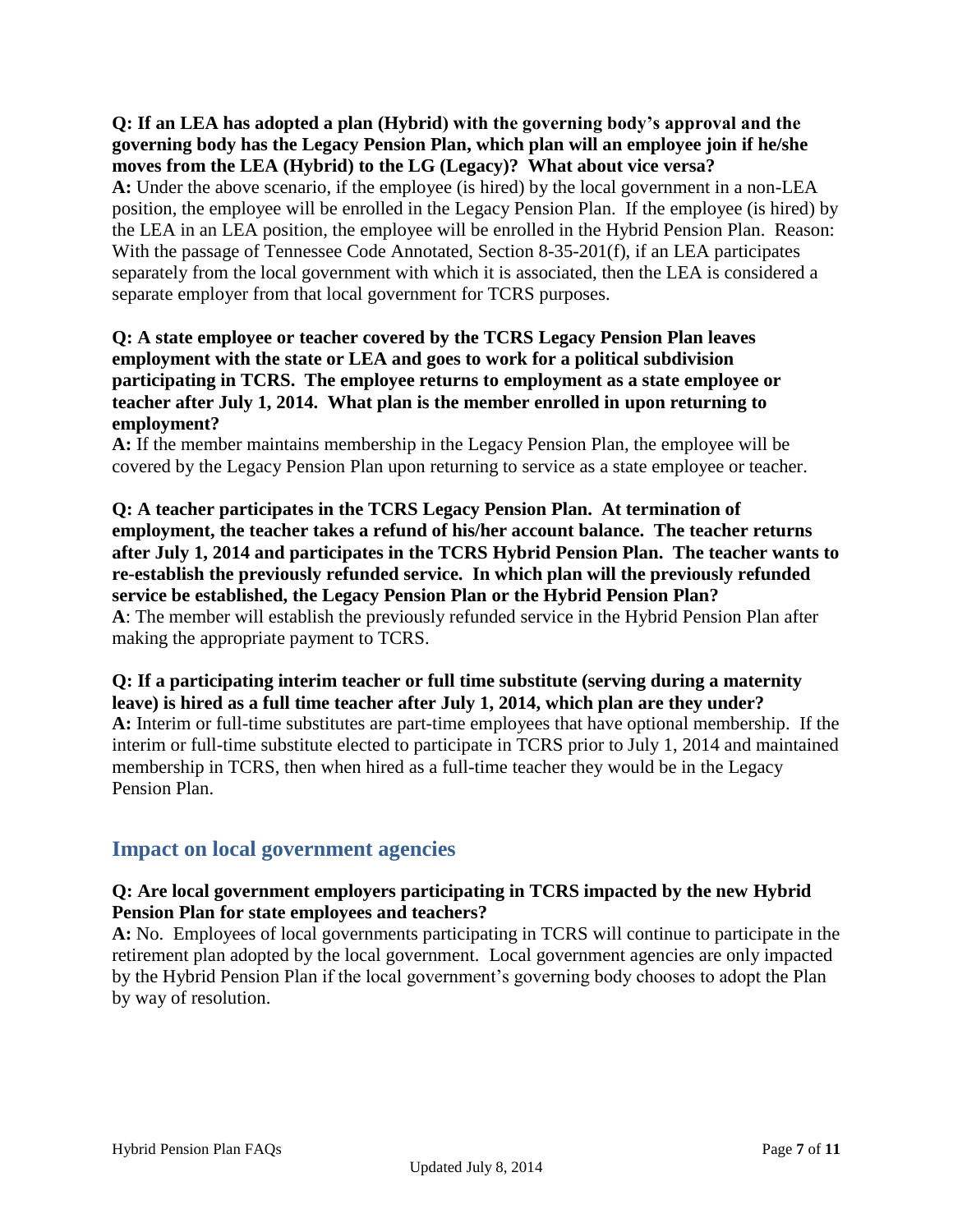**Q: If an LEA has adopted a plan (Hybrid) with the governing body's approval and the governing body has the Legacy Pension Plan, which plan will an employee join if he/she moves from the LEA (Hybrid) to the LG (Legacy)? What about vice versa?**

**A:** Under the above scenario, if the employee (is hired) by the local government in a non-LEA position, the employee will be enrolled in the Legacy Pension Plan. If the employee (is hired) by the LEA in an LEA position, the employee will be enrolled in the Hybrid Pension Plan. Reason: With the passage of Tennessee Code Annotated, Section 8-35-201(f), if an LEA participates separately from the local government with which it is associated, then the LEA is considered a separate employer from that local government for TCRS purposes.

**Q: A state employee or teacher covered by the TCRS Legacy Pension Plan leaves employment with the state or LEA and goes to work for a political subdivision participating in TCRS. The employee returns to employment as a state employee or teacher after July 1, 2014. What plan is the member enrolled in upon returning to employment?**

**A:** If the member maintains membership in the Legacy Pension Plan, the employee will be covered by the Legacy Pension Plan upon returning to service as a state employee or teacher.

**Q: A teacher participates in the TCRS Legacy Pension Plan. At termination of employment, the teacher takes a refund of his/her account balance. The teacher returns after July 1, 2014 and participates in the TCRS Hybrid Pension Plan. The teacher wants to re-establish the previously refunded service. In which plan will the previously refunded service be established, the Legacy Pension Plan or the Hybrid Pension Plan?**

**A**: The member will establish the previously refunded service in the Hybrid Pension Plan after making the appropriate payment to TCRS.

**Q: If a participating interim teacher or full time substitute (serving during a maternity leave) is hired as a full time teacher after July 1, 2014, which plan are they under?**

**A:** Interim or full-time substitutes are part-time employees that have optional membership. If the interim or full-time substitute elected to participate in TCRS prior to July 1, 2014 and maintained membership in TCRS, then when hired as a full-time teacher they would be in the Legacy Pension Plan.

## Impact on local government agencies

**Q: Are local government employers participating in TCRS impacted by the new Hybrid Pension Plan for state employees and teachers?**

**A:** No. Employees of local governments participating in TCRS will continue to participate in the retirement plan adopted by the local government. Local government agencies are only impacted by the Hybrid Pension Plan if the local government's governing body chooses to adopt the Plan by way of resolution.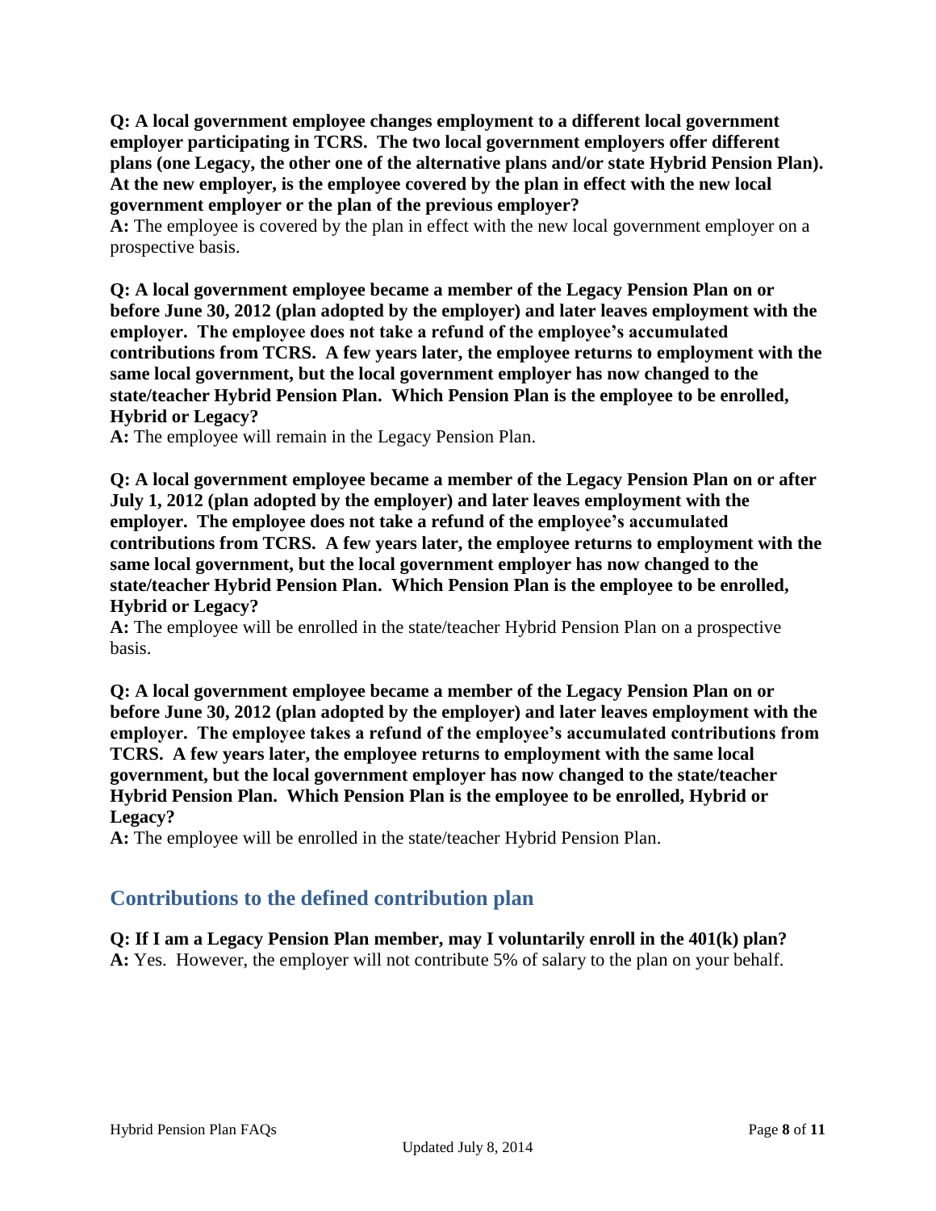**Q: A local government employee changes employment to a different local government employer participating in TCRS. The two local government employers offer different plans (one Legacy, the other one of the alternative plans and/or state Hybrid Pension Plan). At the new employer, is the employee covered by the plan in effect with the new local government employer or the plan of the previous employer?**

**A:** The employee is covered by the plan in effect with the new local government employer on a prospective basis.

**Q: A local government employee became a member of the Legacy Pension Plan on or before June 30, 2012 (plan adopted by the employer) and later leaves employment with the employer. The employee does not take a refund of the employee's accumulated contributions from TCRS. A few years later, the employee returns to employment with the same local government, but the local government employer has now changed to the state/teacher Hybrid Pension Plan. Which Pension Plan is the employee to be enrolled, Hybrid or Legacy?**

**A:** The employee will remain in the Legacy Pension Plan.

**Q: A local government employee became a member of the Legacy Pension Plan on or after July 1, 2012 (plan adopted by the employer) and later leaves employment with the employer. The employee does not take a refund of the employee's accumulated contributions from TCRS. A few years later, the employee returns to employment with the same local government, but the local government employer has now changed to the state/teacher Hybrid Pension Plan. Which Pension Plan is the employee to be enrolled, Hybrid or Legacy?**

**A:** The employee will be enrolled in the state/teacher Hybrid Pension Plan on a prospective basis.

**Q: A local government employee became a member of the Legacy Pension Plan on or before June 30, 2012 (plan adopted by the employer) and later leaves employment with the employer. The employee takes a refund of the employee's accumulated contributions from TCRS. A few years later, the employee returns to employment with the same local government, but the local government employer has now changed to the state/teacher Hybrid Pension Plan. Which Pension Plan is the employee to be enrolled, Hybrid or Legacy?**

**A:** The employee will be enrolled in the state/teacher Hybrid Pension Plan.

## Contributions to the defined contribution plan

**Q: If I am a Legacy Pension Plan member, may I voluntarily enroll in the 401(k) plan?**

**A:** Yes. However, the employer will not contribute 5% of salary to the plan on your behalf.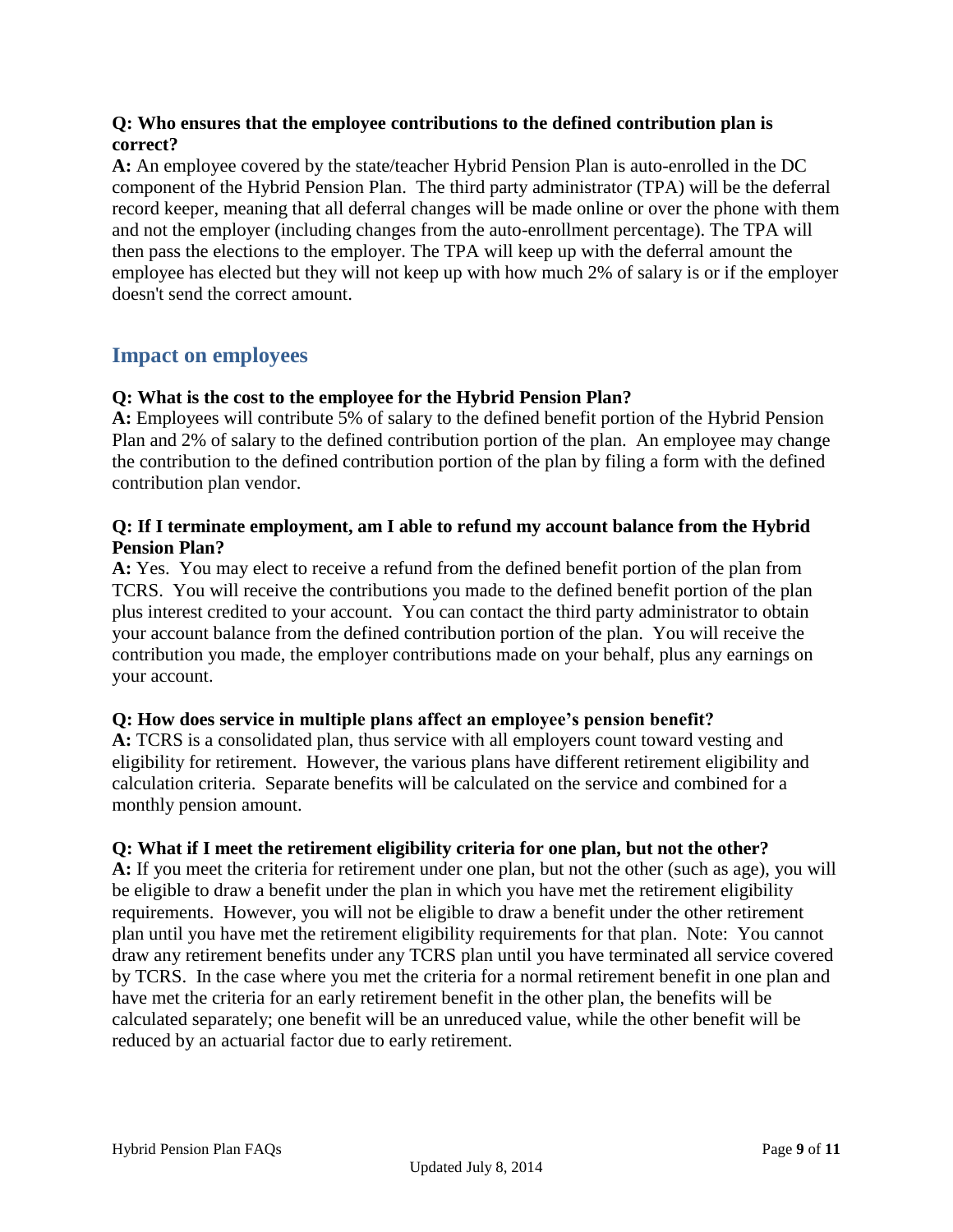**Q: Who ensures that the employee contributions to the defined contribution plan is correct?**

**A:** An employee covered by the state/teacher Hybrid Pension Plan is auto-enrolled in the DC component of the Hybrid Pension Plan. The third party administrator (TPA) will be the deferral record keeper, meaning that all deferral changes will be made online or over the phone with them and not the employer (including changes from the auto-enrollment percentage). The TPA will then pass the elections to the employer. The TPA will keep up with the deferral amount the employee has elected but they will not keep up with how much 2% of salary is or if the employer doesn't send the correct amount.

## Impact on employees

**Q: What is the cost to the employee for the Hybrid Pension Plan?**

**A:** Employees will contribute 5% of salary to the defined benefit portion of the Hybrid Pension Plan and 2% of salary to the defined contribution portion of the plan. An employee may change the contribution to the defined contribution portion of the plan by filing a form with the defined contribution plan vendor.

**Q: If I terminate employment, am I able to refund my account balance from the Hybrid Pension Plan?**

**A:** Yes. You may elect to receive a refund from the defined benefit portion of the plan from TCRS. You will receive the contributions you made to the defined benefit portion of the plan plus interest credited to your account. You can contact the third party administrator to obtain your account balance from the defined contribution portion of the plan. You will receive the contribution you made, the employer contributions made on your behalf, plus any earnings on your account.

**Q: How does service in multiple plans affect an employee's pension benefit?**

**A:** TCRS is a consolidated plan, thus service with all employers count toward vesting and eligibility for retirement. However, the various plans have different retirement eligibility and calculation criteria. Separate benefits will be calculated on the service and combined for a monthly pension amount.

**Q: What if I meet the retirement eligibility criteria for one plan, but not the other?**

**A:** If you meet the criteria for retirement under one plan, but not the other (such as age), you will be eligible to draw a benefit under the plan in which you have met the retirement eligibility requirements. However, you will not be eligible to draw a benefit under the other retirement plan until you have met the retirement eligibility requirements for that plan. Note: You cannot draw any retirement benefits under any TCRS plan until you have terminated all service covered by TCRS. In the case where you met the criteria for a normal retirement benefit in one plan and have met the criteria for an early retirement benefit in the other plan, the benefits will be calculated separately; one benefit will be an unreduced value, while the other benefit will be reduced by an actuarial factor due to early retirement.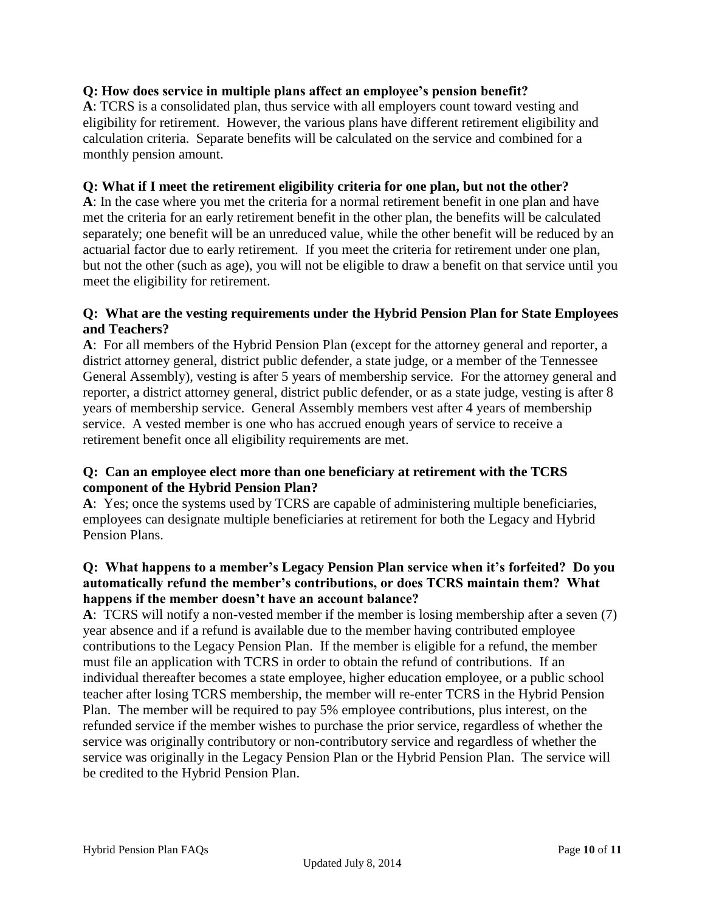**Q: How does service in multiple plans affect an employee's pension benefit?**

**A**: TCRS is a consolidated plan, thus service with all employers count toward vesting and eligibility for retirement. However, the various plans have different retirement eligibility and calculation criteria. Separate benefits will be calculated on the service and combined for a monthly pension amount.

**Q: What if I meet the retirement eligibility criteria for one plan, but not the other?**

**A**: In the case where you met the criteria for a normal retirement benefit in one plan and have met the criteria for an early retirement benefit in the other plan, the benefits will be calculated separately; one benefit will be an unreduced value, while the other benefit will be reduced by an actuarial factor due to early retirement. If you meet the criteria for retirement under one plan, but not the other (such as age), you will not be eligible to draw a benefit on that service until you meet the eligibility for retirement.

**Q: What are the vesting requirements under the Hybrid Pension Plan for State Employees and Teachers?**

**A**: For all members of the Hybrid Pension Plan (except for the attorney general and reporter, a district attorney general, district public defender, a state judge, or a member of the Tennessee General Assembly), vesting is after 5 years of membership service. For the attorney general and reporter, a district attorney general, district public defender, or as a state judge, vesting is after 8 years of membership service. General Assembly members vest after 4 years of membership service. A vested member is one who has accrued enough years of service to receive a retirement benefit once all eligibility requirements are met.

**Q: Can an employee elect more than one beneficiary at retirement with the TCRS component of the Hybrid Pension Plan?**

**A**: Yes; once the systems used by TCRS are capable of administering multiple beneficiaries, employees can designate multiple beneficiaries at retirement for both the Legacy and Hybrid Pension Plans.

**Q: What happens to a member's Legacy Pension Plan service when it's forfeited? Do you automatically refund the member's contributions, or does TCRS maintain them? What happens if the member doesn't have an account balance?**

**A**: TCRS will notify a non-vested member if the member is losing membership after a seven (7) year absence and if a refund is available due to the member having contributed employee contributions to the Legacy Pension Plan. If the member is eligible for a refund, the member must file an application with TCRS in order to obtain the refund of contributions. If an individual thereafter becomes a state employee, higher education employee, or a public school teacher after losing TCRS membership, the member will re-enter TCRS in the Hybrid Pension Plan. The member will be required to pay 5% employee contributions, plus interest, on the refunded service if the member wishes to purchase the prior service, regardless of whether the service was originally contributory or non-contributory service and regardless of whether the service was originally in the Legacy Pension Plan or the Hybrid Pension Plan. The service will be credited to the Hybrid Pension Plan.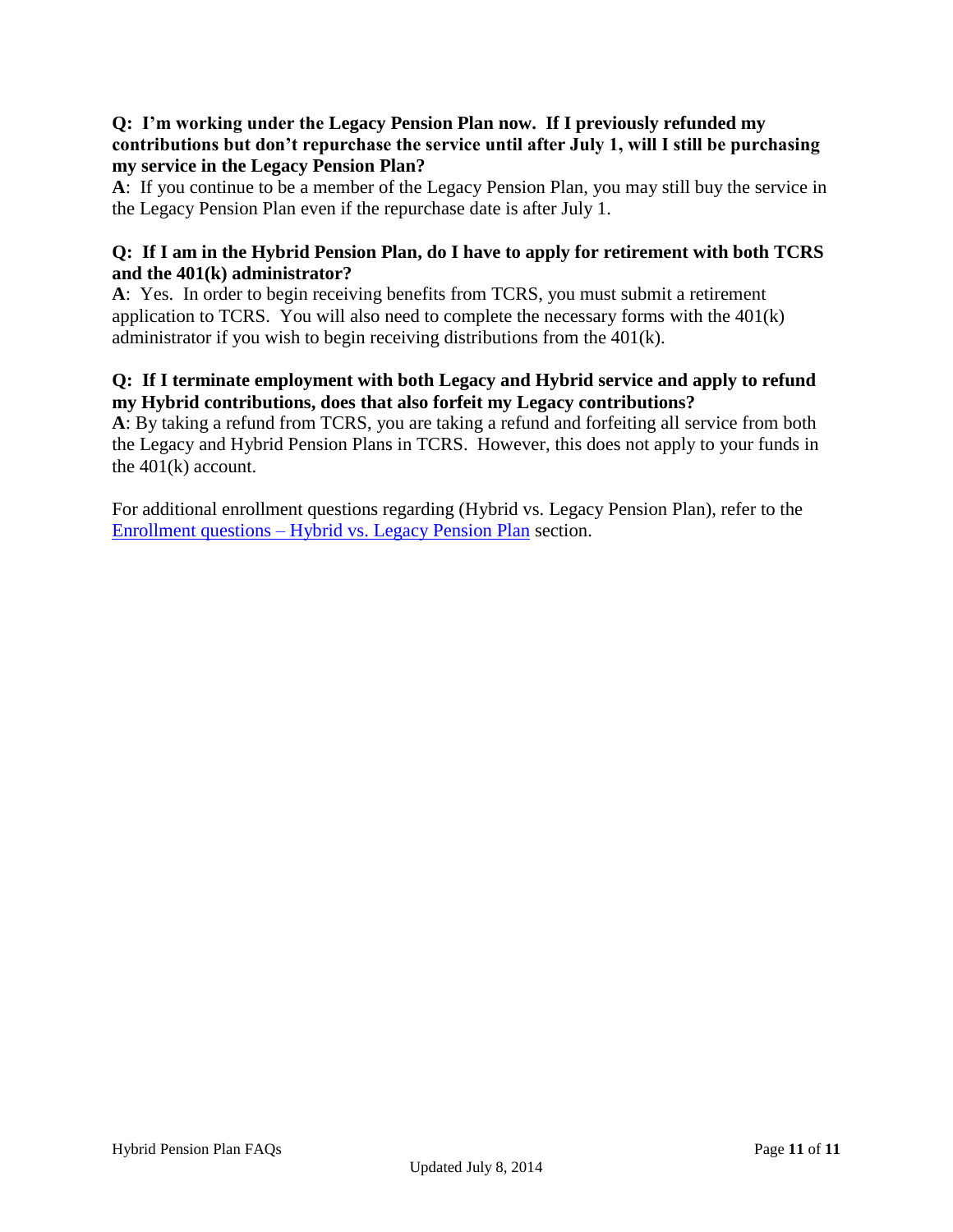**Q: I'm working under the Legacy Pension Plan now. If I previously refunded my contributions but don't repurchase the service until after July 1, will I still be purchasing my service in the Legacy Pension Plan?**

**A**: If you continue to be a member of the Legacy Pension Plan, you may still buy the service in the Legacy Pension Plan even if the repurchase date is after July 1.

**Q: If I am in the Hybrid Pension Plan, do I have to apply for retirement with both TCRS and the 401(k) administrator?**

**A**: Yes. In order to begin receiving benefits from TCRS, you must submit a retirement application to TCRS. You will also need to complete the necessary forms with the 401(k) administrator if you wish to begin receiving distributions from the 401(k).

**Q: If I terminate employment with both Legacy and Hybrid service and apply to refund my Hybrid contributions, does that also forfeit my Legacy contributions?**

**A**: By taking a refund from TCRS, you are taking a refund and forfeiting all service from both the Legacy and Hybrid Pension Plans in TCRS. However, this does not apply to your funds in the 401(k) account.

For additional enrollment questions regarding (Hybrid vs. Legacy Pension Plan), refer to the Enrollment questions – Hybrid vs. Legacy Pension Plan section.